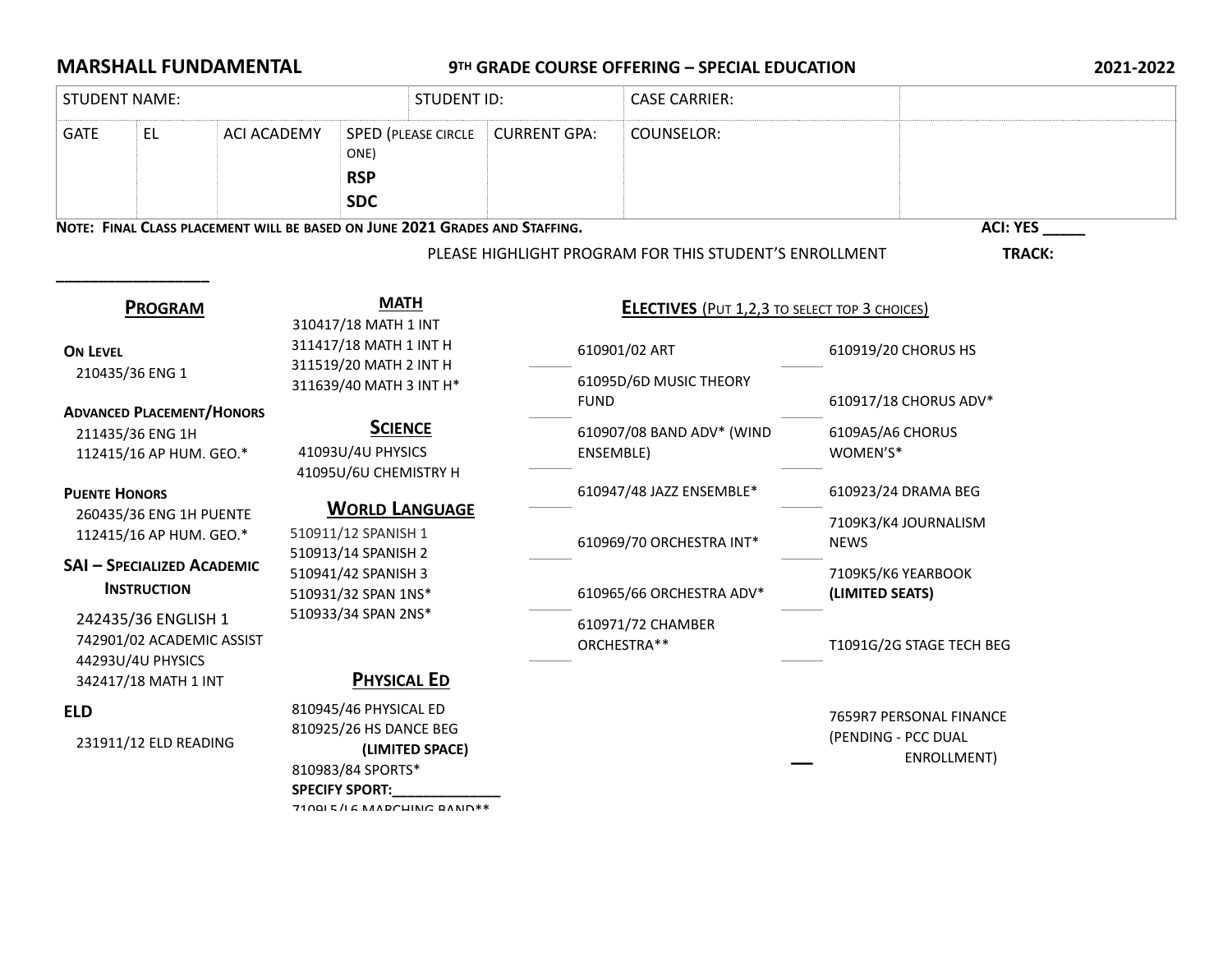**MARSHALL FUNDAMENTAL** **9TH GRADE COURSE OFFERING – SPECIAL EDUCATION** **2021-2022**

| STUDENT NAME: | | | | STUDENT ID: | CASE CARRIER: | |
|---|---|---|---|---|---|---|
| GATE | EL | ACI ACADEMY | SPED (PLEASE CIRCLE ONE) **RSP** **SDC** | CURRENT GPA: | COUNSELOR: | |

**NOTE: FINAL CLASS PLACEMENT WILL BE BASED ON JUNE 2021 GRADES AND STAFFING.** **ACI: YES _____**

PLEASE HIGHLIGHT PROGRAM FOR THIS STUDENT'S ENROLLMENT **TRACK: _________________**

## PROGRAM

**ON LEVEL**
- 210435/36 ENG 1

**ADVANCED PLACEMENT/HONORS**
- 211435/36 ENG 1H
- 112415/16 AP HUM. GEO.*

**PUENTE HONORS**
- 260435/36 ENG 1H PUENTE
- 112415/16 AP HUM. GEO.*

**SAI – SPECIALIZED ACADEMIC INSTRUCTION**
- 242435/36 ENGLISH 1
- 742901/02 ACADEMIC ASSIST
- 44293U/4U PHYSICS
- 342417/18 MATH 1 INT

**ELD**
- 231911/12 ELD READING

## MATH

- 310417/18 MATH 1 INT
- 311417/18 MATH 1 INT H
- 311519/20 MATH 2 INT H
- 311639/40 MATH 3 INT H*

## SCIENCE

- 41093U/4U PHYSICS
- 41095U/6U CHEMISTRY H

## WORLD LANGUAGE

- 510911/12 SPANISH 1
- 510913/14 SPANISH 2
- 510941/42 SPANISH 3
- 510931/32 SPAN 1NS*
- 510933/34 SPAN 2NS*

## PHYSICAL ED

- 810945/46 PHYSICAL ED
- 810925/26 HS DANCE BEG **(LIMITED SPACE)**
- 810983/84 SPORTS*
  **SPECIFY SPORT:_____________**
- 7109L5/L6 MARCHING BAND**

## ELECTIVES (PUT 1,2,3 TO SELECT TOP 3 CHOICES)

| | | | |
|---|---|---|---|
| ____ | 610901/02 ART | ____ | 610919/20 CHORUS HS |
| ____ | 61095D/6D MUSIC THEORY FUND | ____ | 610917/18 CHORUS ADV* |
| ____ | 610907/08 BAND ADV* (WIND ENSEMBLE) | ____ | 6109A5/A6 CHORUS WOMEN'S* |
| ____ | 610947/48 JAZZ ENSEMBLE* | ____ | 610923/24 DRAMA BEG |
| ____ | 610969/70 ORCHESTRA INT* | ____ | 7109K3/K4 JOURNALISM NEWS |
| ____ | 610965/66 ORCHESTRA ADV* | ____ | 7109K5/K6 YEARBOOK **(LIMITED SEATS)** |
| ____ | 610971/72 CHAMBER ORCHESTRA** | ____ | T1091G/2G STAGE TECH BEG |
| | | __ | 7659R7 PERSONAL FINANCE (PENDING - PCC DUAL ENROLLMENT) |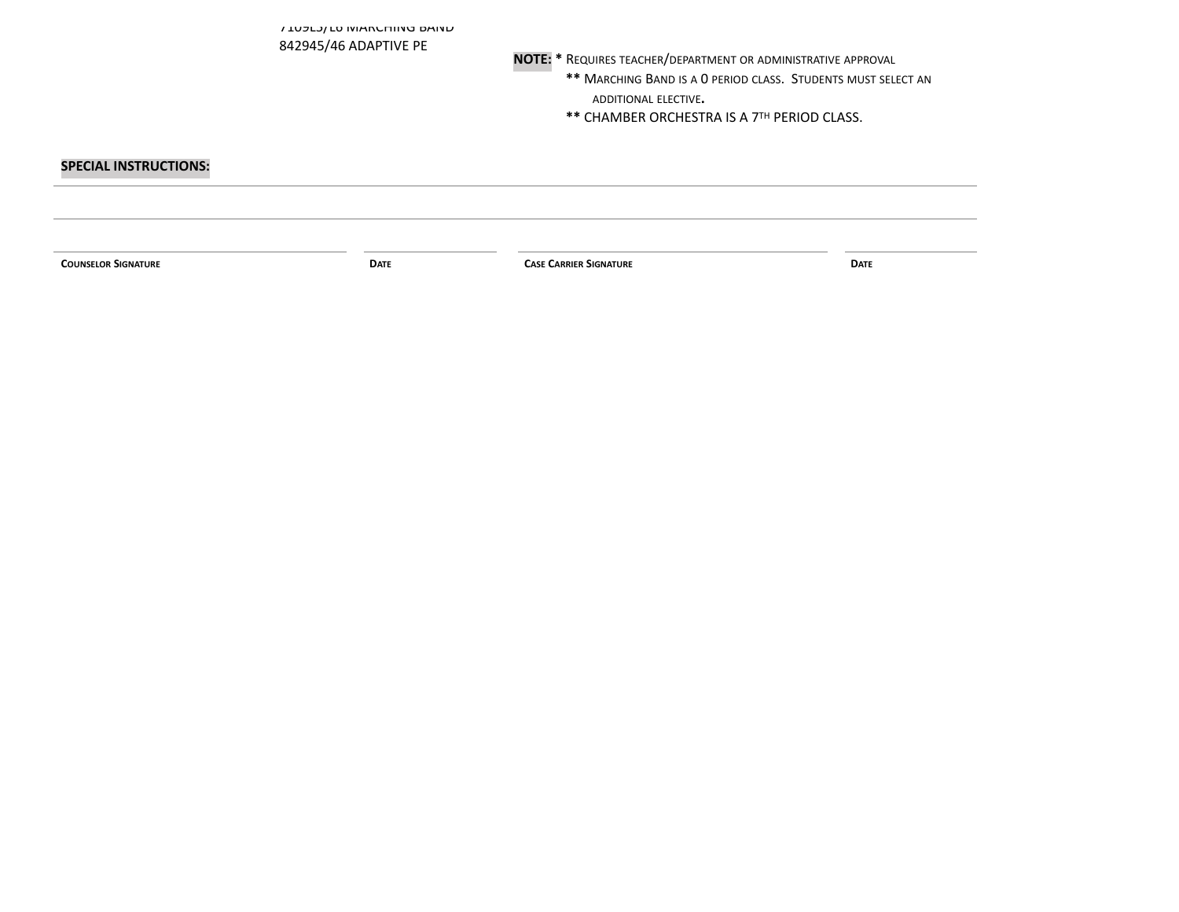7109L5/L6 MARCHING BAND
842945/46 ADAPTIVE PE

**NOTE:** * REQUIRES TEACHER/DEPARTMENT OR ADMINISTRATIVE APPROVAL
** MARCHING BAND IS A 0 PERIOD CLASS. STUDENTS MUST SELECT AN ADDITIONAL ELECTIVE.
** CHAMBER ORCHESTRA IS A 7TH PERIOD CLASS.

**SPECIAL INSTRUCTIONS:**

---

---

| COUNSELOR SIGNATURE | DATE | CASE CARRIER SIGNATURE | DATE |
|---|---|---|---|